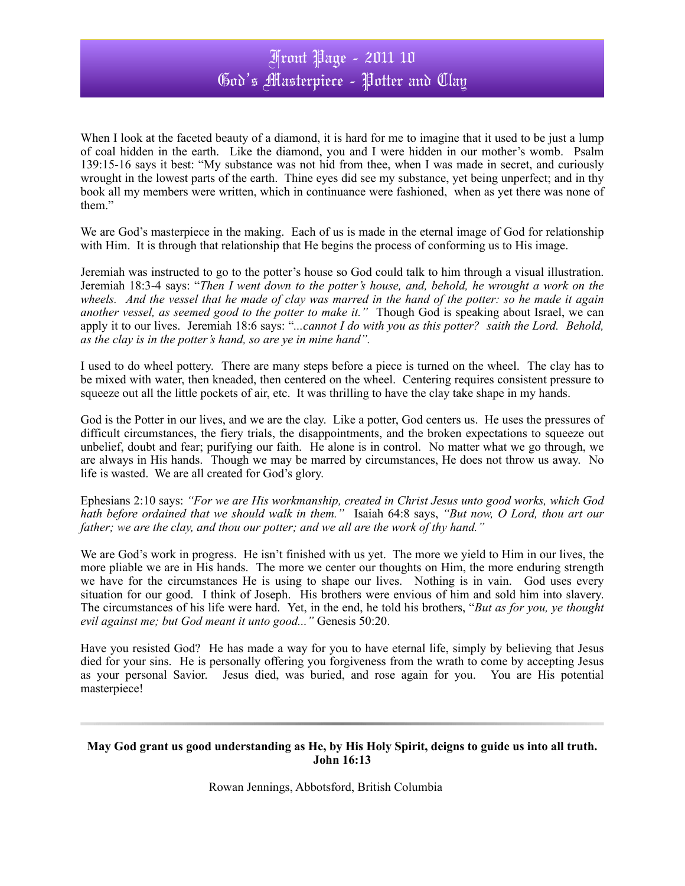# Front Page - 2011 10
# God's Masterpiece - Potter and Clay

When I look at the faceted beauty of a diamond, it is hard for me to imagine that it used to be just a lump of coal hidden in the earth. Like the diamond, you and I were hidden in our mother's womb. Psalm 139:15-16 says it best: "My substance was not hid from thee, when I was made in secret, and curiously wrought in the lowest parts of the earth. Thine eyes did see my substance, yet being unperfect; and in thy book all my members were written, which in continuance were fashioned, when as yet there was none of them."

We are God's masterpiece in the making. Each of us is made in the eternal image of God for relationship with Him. It is through that relationship that He begins the process of conforming us to His image.

Jeremiah was instructed to go to the potter's house so God could talk to him through a visual illustration. Jeremiah 18:3-4 says: "*Then I went down to the potter's house, and, behold, he wrought a work on the wheels. And the vessel that he made of clay was marred in the hand of the potter: so he made it again another vessel, as seemed good to the potter to make it."* Though God is speaking about Israel, we can apply it to our lives. Jeremiah 18:6 says: "*...cannot I do with you as this potter? saith the Lord. Behold, as the clay is in the potter's hand, so are ye in mine hand".*

I used to do wheel pottery. There are many steps before a piece is turned on the wheel. The clay has to be mixed with water, then kneaded, then centered on the wheel. Centering requires consistent pressure to squeeze out all the little pockets of air, etc. It was thrilling to have the clay take shape in my hands.

God is the Potter in our lives, and we are the clay. Like a potter, God centers us. He uses the pressures of difficult circumstances, the fiery trials, the disappointments, and the broken expectations to squeeze out unbelief, doubt and fear; purifying our faith. He alone is in control. No matter what we go through, we are always in His hands. Though we may be marred by circumstances, He does not throw us away. No life is wasted. We are all created for God's glory.

Ephesians 2:10 says: *"For we are His workmanship, created in Christ Jesus unto good works, which God hath before ordained that we should walk in them."* Isaiah 64:8 says, *"But now, O Lord, thou art our father; we are the clay, and thou our potter; and we all are the work of thy hand."*

We are God's work in progress. He isn't finished with us yet. The more we yield to Him in our lives, the more pliable we are in His hands. The more we center our thoughts on Him, the more enduring strength we have for the circumstances He is using to shape our lives. Nothing is in vain. God uses every situation for our good. I think of Joseph. His brothers were envious of him and sold him into slavery. The circumstances of his life were hard. Yet, in the end, he told his brothers, "*But as for you, ye thought evil against me; but God meant it unto good..."* Genesis 50:20.

Have you resisted God? He has made a way for you to have eternal life, simply by believing that Jesus died for your sins. He is personally offering you forgiveness from the wrath to come by accepting Jesus as your personal Savior. Jesus died, was buried, and rose again for you. You are His potential masterpiece!

---

**May God grant us good understanding as He, by His Holy Spirit, deigns to guide us into all truth. John 16:13**

Rowan Jennings, Abbotsford, British Columbia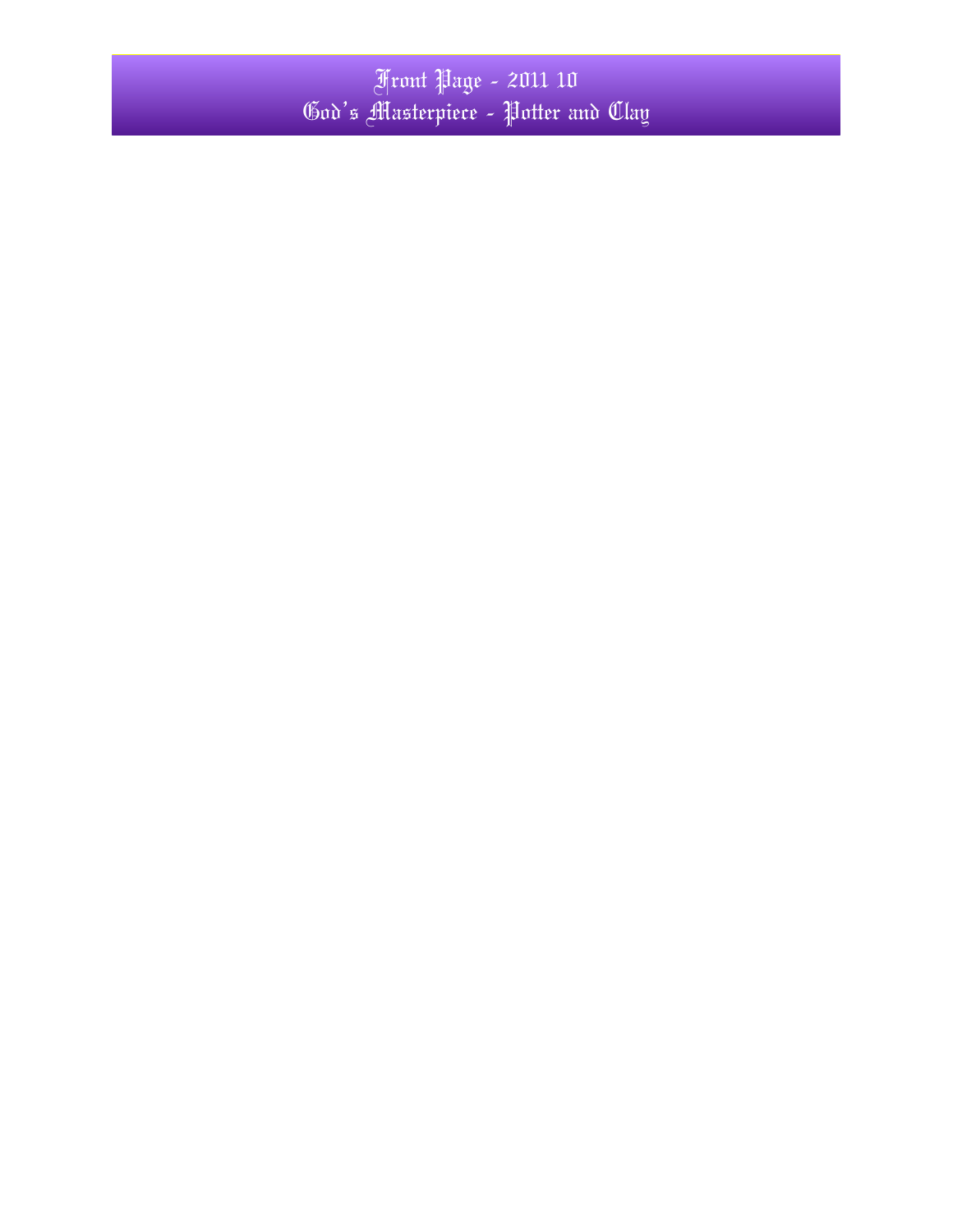# Front Page - 2011 10
# God's Masterpiece - Potter and Clay